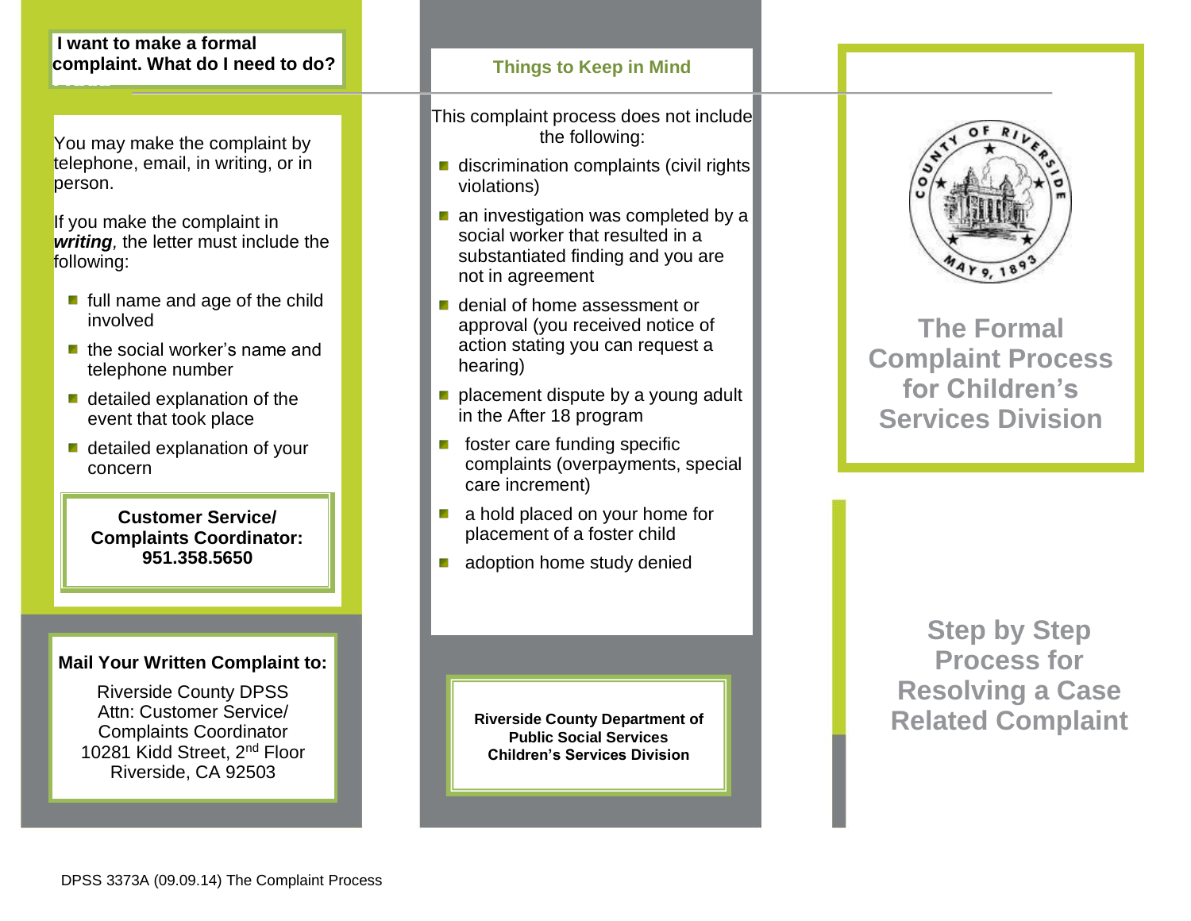## I want to make a formal complaint. What do I need to do?

You may make the complaint by telephone, email, in writing, or in person.

If you make the complaint in ***writing***, the letter must include the following:

- full name and age of the child involved
- the social worker's name and telephone number
- detailed explanation of the event that took place
- detailed explanation of your concern

**Customer Service/ Complaints Coordinator: 951.358.5650**

**Mail Your Written Complaint to:**

Riverside County DPSS
Attn: Customer Service/ Complaints Coordinator
10281 Kidd Street, 2nd Floor
Riverside, CA 92503

## Things to Keep in Mind

This complaint process does not include the following:

- discrimination complaints (civil rights violations)
- an investigation was completed by a social worker that resulted in a substantiated finding and you are not in agreement
- denial of home assessment or approval (you received notice of action stating you can request a hearing)
- placement dispute by a young adult in the After 18 program
- foster care funding specific complaints (overpayments, special care increment)
- a hold placed on your home for placement of a foster child
- adoption home study denied

**Riverside County Department of Public Social Services Children's Services Division**

COUNTY OF RIVERSIDE MAY 9, 1893

# The Formal Complaint Process for Children's Services Division

## Step by Step Process for Resolving a Case Related Complaint

DPSS 3373A (09.09.14) The Complaint Process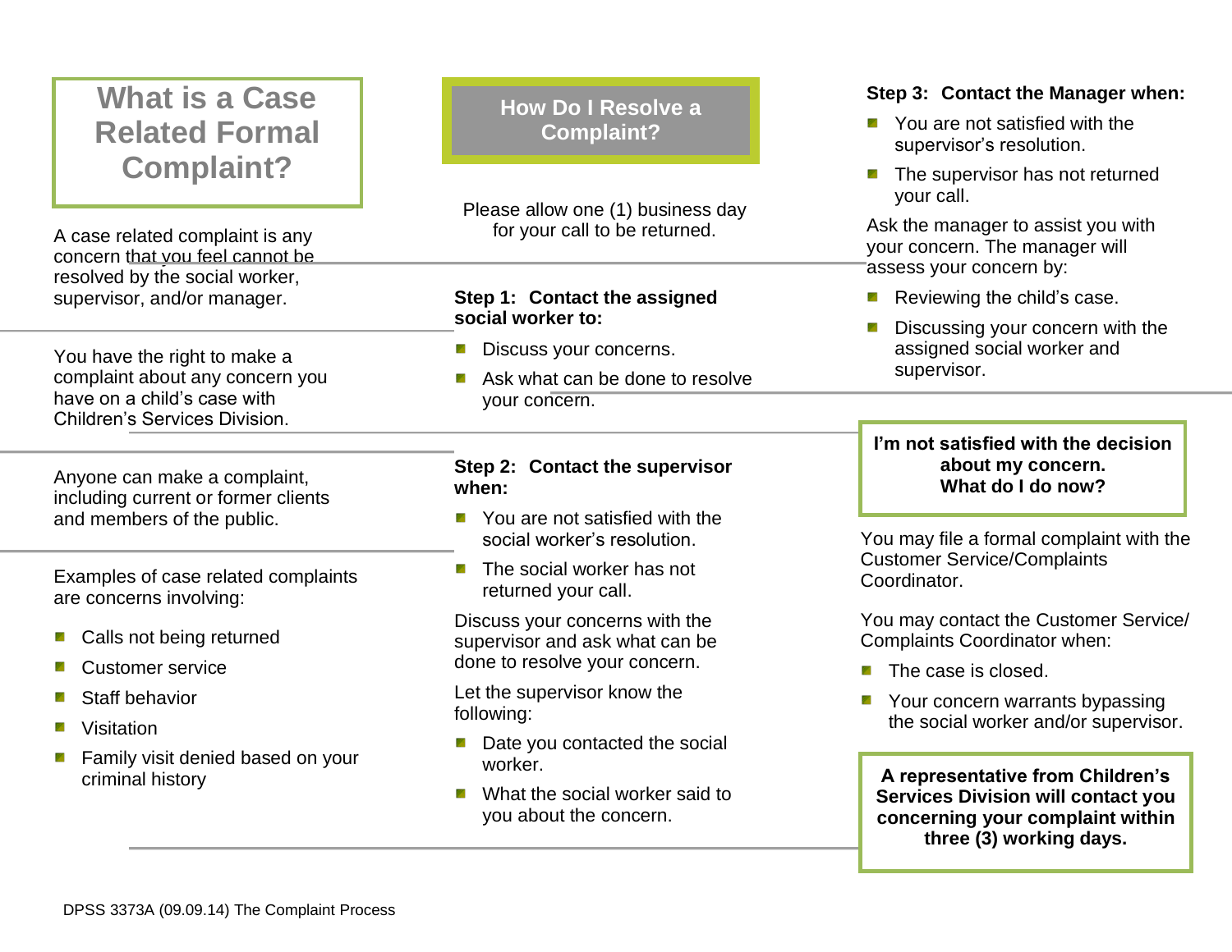## What is a Case Related Formal Complaint?

A case related complaint is any concern that you feel cannot be resolved by the social worker, supervisor, and/or manager.

You have the right to make a complaint about any concern you have on a child's case with Children's Services Division.

Anyone can make a complaint, including current or former clients and members of the public.

Examples of case related complaints are concerns involving:

- Calls not being returned
- Customer service
- Staff behavior
- Visitation
- Family visit denied based on your criminal history

## How Do I Resolve a Complaint?

Please allow one (1) business day for your call to be returned.

**Step 1: Contact the assigned social worker to:**

- Discuss your concerns.
- Ask what can be done to resolve your concern.

**Step 2: Contact the supervisor when:**

- You are not satisfied with the social worker's resolution.
- The social worker has not returned your call.

Discuss your concerns with the supervisor and ask what can be done to resolve your concern.

Let the supervisor know the following:

- Date you contacted the social worker.
- What the social worker said to you about the concern.

**Step 3: Contact the Manager when:**

- You are not satisfied with the supervisor's resolution.
- The supervisor has not returned your call.

Ask the manager to assist you with your concern. The manager will assess your concern by:

- Reviewing the child's case.
- Discussing your concern with the assigned social worker and supervisor.

**I'm not satisfied with the decision about my concern. What do I do now?**

You may file a formal complaint with the Customer Service/Complaints Coordinator.

You may contact the Customer Service/ Complaints Coordinator when:

- The case is closed.
- Your concern warrants bypassing the social worker and/or supervisor.

**A representative from Children's Services Division will contact you concerning your complaint within three (3) working days.**

DPSS 3373A (09.09.14) The Complaint Process